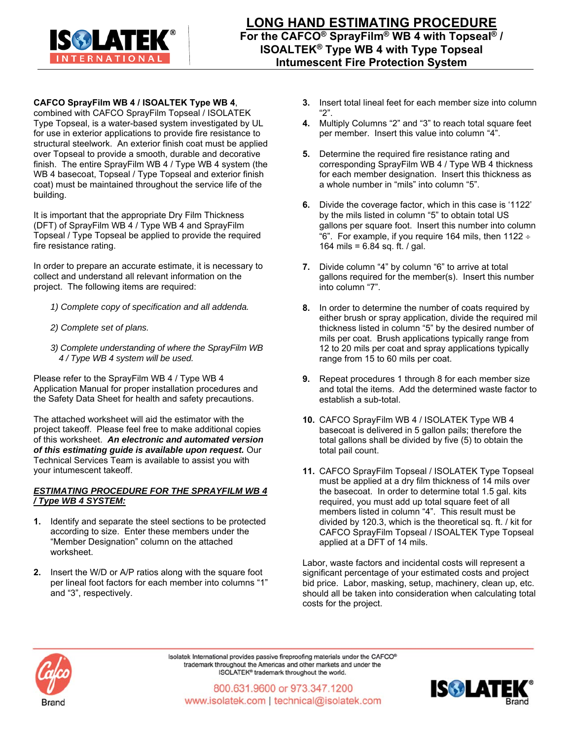# LONG HAND ESTIMATING PROCEDURE

## For the CAFCO® SprayFilm® WB 4 with Topseal® / ISOALTEK® Type WB 4 with Type Topseal Intumescent Fire Protection System

**CAFCO SprayFilm WB 4 / ISOALTEK Type WB 4**, combined with CAFCO SprayFilm Topseal / ISOLATEK Type Topseal, is a water-based system investigated by UL for use in exterior applications to provide fire resistance to structural steelwork. An exterior finish coat must be applied over Topseal to provide a smooth, durable and decorative finish. The entire SprayFilm WB 4 / Type WB 4 system (the WB 4 basecoat, Topseal / Type Topseal and exterior finish coat) must be maintained throughout the service life of the building.

It is important that the appropriate Dry Film Thickness (DFT) of SprayFilm WB 4 / Type WB 4 and SprayFilm Topseal / Type Topseal be applied to provide the required fire resistance rating.

In order to prepare an accurate estimate, it is necessary to collect and understand all relevant information on the project. The following items are required:

*1) Complete copy of specification and all addenda.*

*2) Complete set of plans.*

*3) Complete understanding of where the SprayFilm WB 4 / Type WB 4 system will be used.*

Please refer to the SprayFilm WB 4 / Type WB 4 Application Manual for proper installation procedures and the Safety Data Sheet for health and safety precautions.

The attached worksheet will aid the estimator with the project takeoff. Please feel free to make additional copies of this worksheet. ***An electronic and automated version of this estimating guide is available upon request.*** Our Technical Services Team is available to assist you with your intumescent takeoff.

***ESTIMATING PROCEDURE FOR THE SPRAYFILM WB 4 / Type WB 4 SYSTEM:***

1. Identify and separate the steel sections to be protected according to size. Enter these members under the "Member Designation" column on the attached worksheet.

2. Insert the W/D or A/P ratios along with the square foot per lineal foot factors for each member into columns "1" and "3", respectively.

3. Insert total lineal feet for each member size into column "2".

4. Multiply Columns "2" and "3" to reach total square feet per member. Insert this value into column "4".

5. Determine the required fire resistance rating and corresponding SprayFilm WB 4 / Type WB 4 thickness for each member designation. Insert this thickness as a whole number in "mils" into column "5".

6. Divide the coverage factor, which in this case is '1122' by the mils listed in column "5" to obtain total US gallons per square foot. Insert this number into column "6". For example, if you require 164 mils, then 1122 ÷ 164 mils = 6.84 sq. ft. / gal.

7. Divide column "4" by column "6" to arrive at total gallons required for the member(s). Insert this number into column "7".

8. In order to determine the number of coats required by either brush or spray application, divide the required mil thickness listed in column "5" by the desired number of mils per coat. Brush applications typically range from 12 to 20 mils per coat and spray applications typically range from 15 to 60 mils per coat.

9. Repeat procedures 1 through 8 for each member size and total the items. Add the determined waste factor to establish a sub-total.

10. CAFCO SprayFilm WB 4 / ISOLATEK Type WB 4 basecoat is delivered in 5 gallon pails; therefore the total gallons shall be divided by five (5) to obtain the total pail count.

11. CAFCO SprayFilm Topseal / ISOLATEK Type Topseal must be applied at a dry film thickness of 14 mils over the basecoat. In order to determine total 1.5 gal. kits required, you must add up total square feet of all members listed in column "4". This result must be divided by 120.3, which is the theoretical sq. ft. / kit for CAFCO SprayFilm Topseal / ISOALTEK Type Topseal applied at a DFT of 14 mils.

Labor, waste factors and incidental costs will represent a significant percentage of your estimated costs and project bid price. Labor, masking, setup, machinery, clean up, etc. should all be taken into consideration when calculating total costs for the project.

Isolatek International provides passive fireproofing materials under the CAFCO® trademark throughout the Americas and other markets and under the ISOLATEK® trademark throughout the world.

800.631.9600 or 973.347.1200
www.isolatek.com | technical@isolatek.com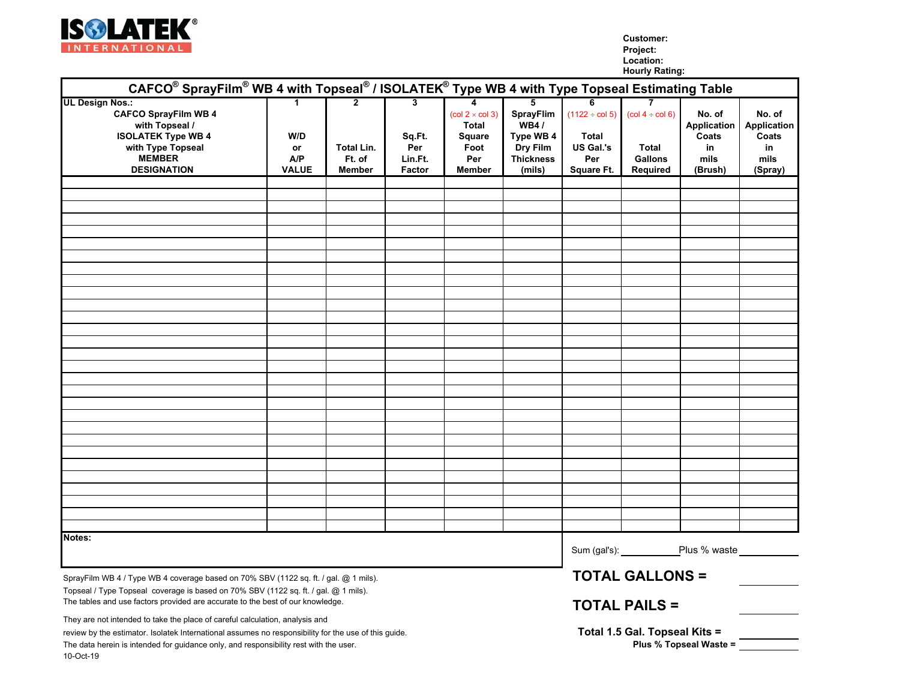ISOLATEK® INTERNATIONAL

Customer:
Project:
Location:
Hourly Rating:

## CAFCO® SprayFilm® WB 4 with Topseal® / ISOLATEK® Type WB 4 with Type Topseal Estimating Table

| UL Design Nos.: CAFCO SprayFilm WB 4 with Topseal / ISOLATEK Type WB 4 with Type Topseal MEMBER DESIGNATION | 1 W/D or A/P VALUE | 2 Total Lin. Ft. of Member | 3 Sq.Ft. Per Lin.Ft. Factor | 4 (col 2 × col 3) Total Square Foot Per Member | 5 SprayFlim WB4 / Type WB 4 Dry Film Thickness (mils) | 6 (1122 ÷ col 5) Total US Gal.'s Per Square Ft. | 7 (col 4 ÷ col 6) Total Gallons Required | No. of Application Coats in mils (Brush) | No. of Application Coats in mils (Spray) |
|---|---|---|---|---|---|---|---|---|---|
| | | | | | | | | | |
| | | | | | | | | | |
| | | | | | | | | | |
| | | | | | | | | | |
| | | | | | | | | | |
| | | | | | | | | | |
| | | | | | | | | | |
| | | | | | | | | | |
| | | | | | | | | | |
| | | | | | | | | | |
| | | | | | | | | | |
| | | | | | | | | | |
| | | | | | | | | | |
| | | | | | | | | | |
| | | | | | | | | | |
| | | | | | | | | | |
| | | | | | | | | | |
| | | | | | | | | | |
| | | | | | | | | | |
| | | | | | | | | | |
| | | | | | | | | | |
| | | | | | | | | | |
| | | | | | | | | | |
| | | | | | | | | | |
| | | | | | | | | | |
| | | | | | | | | | |
| | | | | | | | | | |
| | | | | | | | | | |
| | | | | | | | | | |

Notes:

Sum (gal's): __________ Plus % waste __________

**TOTAL GALLONS =** __________

**TOTAL PAILS =** __________

**Total 1.5 Gal. Topseal Kits =** __________

**Plus % Topseal Waste =** __________

SprayFilm WB 4 / Type WB 4 coverage based on 70% SBV (1122 sq. ft. / gal. @ 1 mils).
Topseal / Type Topseal coverage is based on 70% SBV (1122 sq. ft. / gal. @ 1 mils).
The tables and use factors provided are accurate to the best of our knowledge.

They are not intended to take the place of careful calculation, analysis and
review by the estimator. Isolatek International assumes no responsibility for the use of this guide.
The data herein is intended for guidance only, and responsibility rest with the user.
10-Oct-19